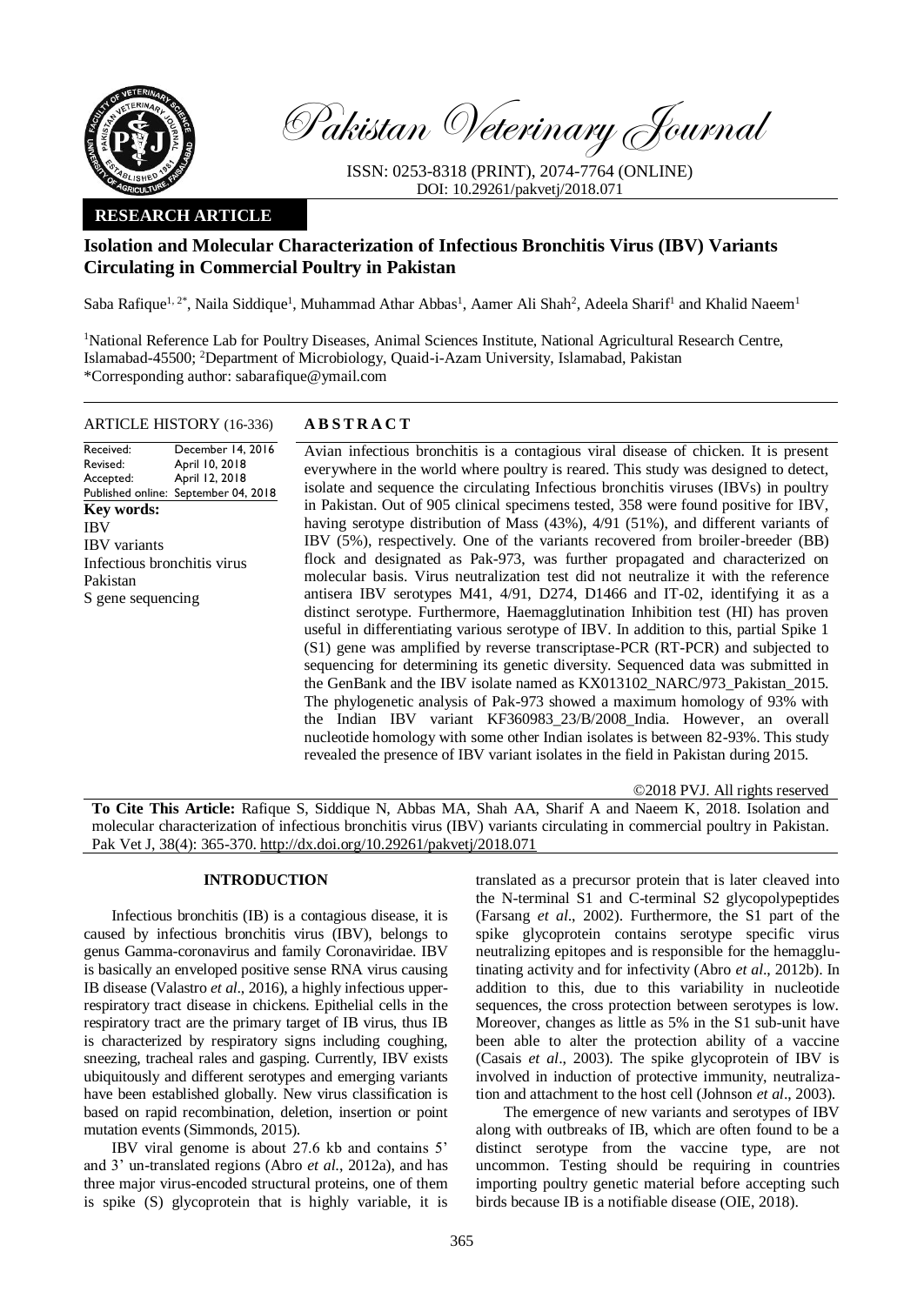Pakistan Veterinary Journal

ISSN: 0253-8318 (PRINT), 2074-7764 (ONLINE)
DOI: 10.29261/pakvetj/2018.071

**RESEARCH ARTICLE**

# Isolation and Molecular Characterization of Infectious Bronchitis Virus (IBV) Variants Circulating in Commercial Poultry in Pakistan

Saba Rafique[1, 2*], Naila Siddique[1], Muhammad Athar Abbas[1], Aamer Ali Shah[2], Adeela Sharif[1] and Khalid Naeem[1]

[1]National Reference Lab for Poultry Diseases, Animal Sciences Institute, National Agricultural Research Centre, Islamabad-45500; [2]Department of Microbiology, Quaid-i-Azam University, Islamabad, Pakistan
*Corresponding author: sabarafique@ymail.com

**ARTICLE HISTORY** (16-336)

| | |
|---|---|
| Received: | December 14, 2016 |
| Revised: | April 10, 2018 |
| Accepted: | April 12, 2018 |
| Published online: | September 04, 2018 |

**Key words:**
IBV
IBV variants
Infectious bronchitis virus
Pakistan
S gene sequencing

## ABSTRACT

Avian infectious bronchitis is a contagious viral disease of chicken. It is present everywhere in the world where poultry is reared. This study was designed to detect, isolate and sequence the circulating Infectious bronchitis viruses (IBVs) in poultry in Pakistan. Out of 905 clinical specimens tested, 358 were found positive for IBV, having serotype distribution of Mass (43%), 4/91 (51%), and different variants of IBV (5%), respectively. One of the variants recovered from broiler-breeder (BB) flock and designated as Pak-973, was further propagated and characterized on molecular basis. Virus neutralization test did not neutralize it with the reference antisera IBV serotypes M41, 4/91, D274, D1466 and IT-02, identifying it as a distinct serotype. Furthermore, Haemagglutination Inhibition test (HI) has proven useful in differentiating various serotype of IBV. In addition to this, partial Spike 1 (S1) gene was amplified by reverse transcriptase-PCR (RT-PCR) and subjected to sequencing for determining its genetic diversity. Sequenced data was submitted in the GenBank and the IBV isolate named as KX013102_NARC/973_Pakistan_2015. The phylogenetic analysis of Pak-973 showed a maximum homology of 93% with the Indian IBV variant KF360983_23/B/2008_India. However, an overall nucleotide homology with some other Indian isolates is between 82-93%. This study revealed the presence of IBV variant isolates in the field in Pakistan during 2015.

©2018 PVJ. All rights reserved

**To Cite This Article:** Rafique S, Siddique N, Abbas MA, Shah AA, Sharif A and Naeem K, 2018. Isolation and molecular characterization of infectious bronchitis virus (IBV) variants circulating in commercial poultry in Pakistan. Pak Vet J, 38(4): 365-370. http://dx.doi.org/10.29261/pakvetj/2018.071

## INTRODUCTION

Infectious bronchitis (IB) is a contagious disease, it is caused by infectious bronchitis virus (IBV), belongs to genus Gamma-coronavirus and family Coronaviridae. IBV is basically an enveloped positive sense RNA virus causing IB disease (Valastro *et al*., 2016), a highly infectious upper-respiratory tract disease in chickens. Epithelial cells in the respiratory tract are the primary target of IB virus, thus IB is characterized by respiratory signs including coughing, sneezing, tracheal rales and gasping. Currently, IBV exists ubiquitously and different serotypes and emerging variants have been established globally. New virus classification is based on rapid recombination, deletion, insertion or point mutation events (Simmonds, 2015).

IBV viral genome is about 27.6 kb and contains 5' and 3' un-translated regions (Abro *et al*., 2012a), and has three major virus-encoded structural proteins, one of them is spike (S) glycoprotein that is highly variable, it is translated as a precursor protein that is later cleaved into the N-terminal S1 and C-terminal S2 glycopolypeptides (Farsang *et al*., 2002). Furthermore, the S1 part of the spike glycoprotein contains serotype specific virus neutralizing epitopes and is responsible for the hemagglutinating activity and for infectivity (Abro *et al*., 2012b). In addition to this, due to this variability in nucleotide sequences, the cross protection between serotypes is low. Moreover, changes as little as 5% in the S1 sub-unit have been able to alter the protection ability of a vaccine (Casais *et al*., 2003). The spike glycoprotein of IBV is involved in induction of protective immunity, neutralization and attachment to the host cell (Johnson *et al*., 2003).

The emergence of new variants and serotypes of IBV along with outbreaks of IB, which are often found to be a distinct serotype from the vaccine type, are not uncommon. Testing should be requiring in countries importing poultry genetic material before accepting such birds because IB is a notifiable disease (OIE, 2018).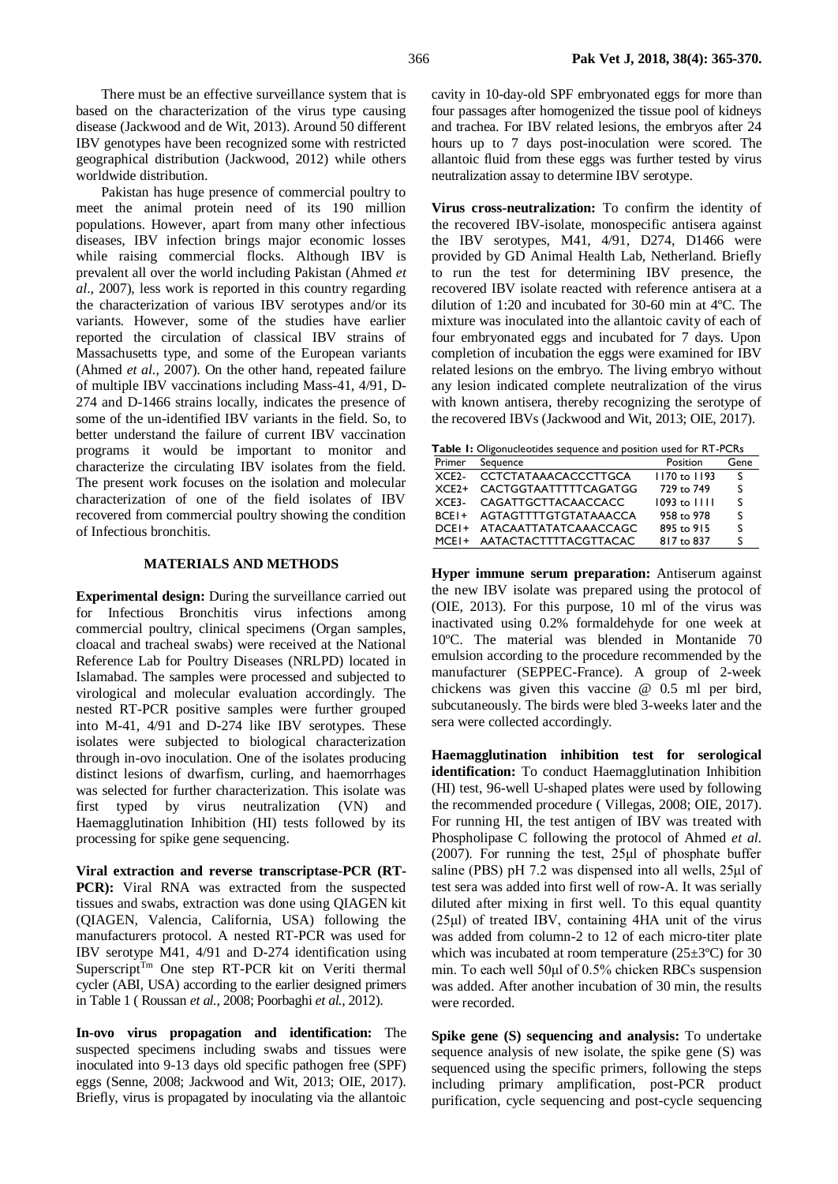There must be an effective surveillance system that is based on the characterization of the virus type causing disease (Jackwood and de Wit, 2013). Around 50 different IBV genotypes have been recognized some with restricted geographical distribution (Jackwood, 2012) while others worldwide distribution.

Pakistan has huge presence of commercial poultry to meet the animal protein need of its 190 million populations. However, apart from many other infectious diseases, IBV infection brings major economic losses while raising commercial flocks. Although IBV is prevalent all over the world including Pakistan (Ahmed *et al*., 2007), less work is reported in this country regarding the characterization of various IBV serotypes and/or its variants. However, some of the studies have earlier reported the circulation of classical IBV strains of Massachusetts type, and some of the European variants (Ahmed *et al*., 2007). On the other hand, repeated failure of multiple IBV vaccinations including Mass-41, 4/91, D-274 and D-1466 strains locally, indicates the presence of some of the un-identified IBV variants in the field. So, to better understand the failure of current IBV vaccination programs it would be important to monitor and characterize the circulating IBV isolates from the field. The present work focuses on the isolation and molecular characterization of one of the field isolates of IBV recovered from commercial poultry showing the condition of Infectious bronchitis.

## MATERIALS AND METHODS

**Experimental design:** During the surveillance carried out for Infectious Bronchitis virus infections among commercial poultry, clinical specimens (Organ samples, cloacal and tracheal swabs) were received at the National Reference Lab for Poultry Diseases (NRLPD) located in Islamabad. The samples were processed and subjected to virological and molecular evaluation accordingly. The nested RT-PCR positive samples were further grouped into M-41, 4/91 and D-274 like IBV serotypes. These isolates were subjected to biological characterization through in-ovo inoculation. One of the isolates producing distinct lesions of dwarfism, curling, and haemorrhages was selected for further characterization. This isolate was first typed by virus neutralization (VN) and Haemagglutination Inhibition (HI) tests followed by its processing for spike gene sequencing.

**Viral extraction and reverse transcriptase-PCR (RT-PCR):** Viral RNA was extracted from the suspected tissues and swabs, extraction was done using QIAGEN kit (QIAGEN, Valencia, California, USA) following the manufacturers protocol. A nested RT-PCR was used for IBV serotype M41, 4/91 and D-274 identification using Superscript™ One step RT-PCR kit on Veriti thermal cycler (ABI, USA) according to the earlier designed primers in Table 1 ( Roussan *et al.*, 2008; Poorbaghi *et al.*, 2012).

**In-ovo virus propagation and identification:** The suspected specimens including swabs and tissues were inoculated into 9-13 days old specific pathogen free (SPF) eggs (Senne, 2008; Jackwood and Wit, 2013; OIE, 2017). Briefly, virus is propagated by inoculating via the allantoic cavity in 10-day-old SPF embryonated eggs for more than four passages after homogenized the tissue pool of kidneys and trachea. For IBV related lesions, the embryos after 24 hours up to 7 days post-inoculation were scored. The allantoic fluid from these eggs was further tested by virus neutralization assay to determine IBV serotype.

**Virus cross-neutralization:** To confirm the identity of the recovered IBV-isolate, monospecific antisera against the IBV serotypes, M41, 4/91, D274, D1466 were provided by GD Animal Health Lab, Netherland. Briefly to run the test for determining IBV presence, the recovered IBV isolate reacted with reference antisera at a dilution of 1:20 and incubated for 30-60 min at 4ºC. The mixture was inoculated into the allantoic cavity of each of four embryonated eggs and incubated for 7 days. Upon completion of incubation the eggs were examined for IBV related lesions on the embryo. The living embryo without any lesion indicated complete neutralization of the virus with known antisera, thereby recognizing the serotype of the recovered IBVs (Jackwood and Wit, 2013; OIE, 2017).

**Table 1:** Oligonucleotides sequence and position used for RT-PCRs

| Primer | Sequence | Position | Gene |
|---|---|---|---|
| XCE2- | CCTCTATAAACACCCTTGCA | 1170 to 1193 | S |
| XCE2+ | CACTGGTAATTTTTCAGATGG | 729 to 749 | S |
| XCE3- | CAGATTGCTTACAACCACC | 1093 to 1111 | S |
| BCE1+ | AGTAGTTTTGTGTATAAACCA | 958 to 978 | S |
| DCE1+ | ATACAATTATATCAAACCAGC | 895 to 915 | S |
| MCE1+ | AATACTACTTTTACGTTACAC | 817 to 837 | S |

**Hyper immune serum preparation:** Antiserum against the new IBV isolate was prepared using the protocol of (OIE, 2013). For this purpose, 10 ml of the virus was inactivated using 0.2% formaldehyde for one week at 10ºC. The material was blended in Montanide 70 emulsion according to the procedure recommended by the manufacturer (SEPPEC-France). A group of 2-week chickens was given this vaccine @ 0.5 ml per bird, subcutaneously. The birds were bled 3-weeks later and the sera were collected accordingly.

**Haemagglutination inhibition test for serological identification:** To conduct Haemagglutination Inhibition (HI) test, 96-well U-shaped plates were used by following the recommended procedure ( Villegas, 2008; OIE, 2017). For running HI, the test antigen of IBV was treated with Phospholipase C following the protocol of Ahmed *et al.* (2007). For running the test, 25µl of phosphate buffer saline (PBS) pH 7.2 was dispensed into all wells, 25µl of test sera was added into first well of row-A. It was serially diluted after mixing in first well. To this equal quantity (25µl) of treated IBV, containing 4HA unit of the virus was added from column-2 to 12 of each micro-titer plate which was incubated at room temperature (25±3ºC) for 30 min. To each well 50µl of 0.5% chicken RBCs suspension was added. After another incubation of 30 min, the results were recorded.

**Spike gene (S) sequencing and analysis:** To undertake sequence analysis of new isolate, the spike gene (S) was sequenced using the specific primers, following the steps including primary amplification, post-PCR product purification, cycle sequencing and post-cycle sequencing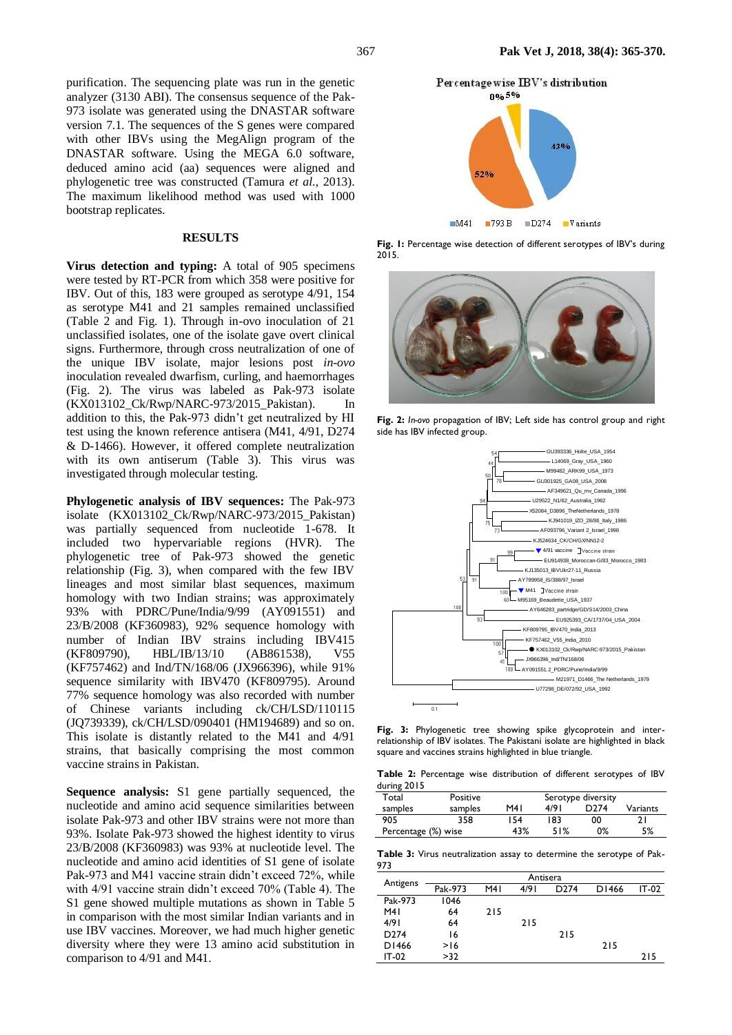purification. The sequencing plate was run in the genetic analyzer (3130 ABI). The consensus sequence of the Pak-973 isolate was generated using the DNASTAR software version 7.1. The sequences of the S genes were compared with other IBVs using the MegAlign program of the DNASTAR software. Using the MEGA 6.0 software, deduced amino acid (aa) sequences were aligned and phylogenetic tree was constructed (Tamura *et al.*, 2013). The maximum likelihood method was used with 1000 bootstrap replicates.

## RESULTS

**Virus detection and typing:** A total of 905 specimens were tested by RT-PCR from which 358 were positive for IBV. Out of this, 183 were grouped as serotype 4/91, 154 as serotype M41 and 21 samples remained unclassified (Table 2 and Fig. 1). Through in-ovo inoculation of 21 unclassified isolates, one of the isolate gave overt clinical signs. Furthermore, through cross neutralization of one of the unique IBV isolate, major lesions post *in-ovo* inoculation revealed dwarfism, curling, and haemorrhages (Fig. 2). The virus was labeled as Pak-973 isolate (KX013102_Ck/Rwp/NARC-973/2015_Pakistan). In addition to this, the Pak-973 didn't get neutralized by HI test using the known reference antisera (M41, 4/91, D274 & D-1466). However, it offered complete neutralization with its own antiserum (Table 3). This virus was investigated through molecular testing.

**Phylogenetic analysis of IBV sequences:** The Pak-973 isolate (KX013102_Ck/Rwp/NARC-973/2015_Pakistan) was partially sequenced from nucleotide 1-678. It included two hypervariable regions (HVR). The phylogenetic tree of Pak-973 showed the genetic relationship (Fig. 3), when compared with the few IBV lineages and most similar blast sequences, maximum homology with two Indian strains; was approximately 93% with PDRC/Pune/India/9/99 (AY091551) and 23/B/2008 (KF360983), 92% sequence homology with number of Indian IBV strains including IBV415 (KF809790), HBL/IB/13/10 (AB861538), V55 (KF757462) and Ind/TN/168/06 (JX966396), while 91% sequence similarity with IBV470 (KF809795). Around 77% sequence homology was also recorded with number of Chinese variants including ck/CH/LSD/110115 (JQ739339), ck/CH/LSD/090401 (HM194689) and so on. This isolate is distantly related to the M41 and 4/91 strains, that basically comprising the most common vaccine strains in Pakistan.

**Sequence analysis:** S1 gene partially sequenced, the nucleotide and amino acid sequence similarities between isolate Pak-973 and other IBV strains were not more than 93%. Isolate Pak-973 showed the highest identity to virus 23/B/2008 (KF360983) was 93% at nucleotide level. The nucleotide and amino acid identities of S1 gene of isolate Pak-973 and M41 vaccine strain didn't exceed 72%, while with 4/91 vaccine strain didn't exceed 70% (Table 4). The S1 gene showed multiple mutations as shown in Table 5 in comparison with the most similar Indian variants and in use IBV vaccines. Moreover, we had much higher genetic diversity where they were 13 amino acid substitution in comparison to 4/91 and M41.

Fig. 1: Percentage wise detection of different serotypes of IBV's during 2015.

Fig. 2: *In-ovo* propagation of IBV; Left side has control group and right side has IBV infected group.

Fig. 3: Phylogenetic tree showing spike glycoprotein and inter-relationship of IBV isolates. The Pakistani isolate are highlighted in black square and vaccines strains highlighted in blue triangle.

**Table 2:** Percentage wise distribution of different serotypes of IBV during 2015

| Total samples | Positive samples | Serotype diversity | | | |
|---|---|---|---|---|---|
| | | M41 | 4/91 | D274 | Variants |
| 905 | 358 | 154 | 183 | 00 | 21 |
| Percentage (%) wise | | 43% | 51% | 0% | 5% |

**Table 3:** Virus neutralization assay to determine the serotype of Pak-973

| Antigens | Antisera | | | | | |
|---|---|---|---|---|---|---|
| | Pak-973 | M41 | 4/91 | D274 | D1466 | IT-02 |
| Pak-973 | 1046 | | | | | |
| M41 | 64 | 215 | | | | |
| 4/91 | 64 | | 215 | | | |
| D274 | 16 | | | 215 | | |
| D1466 | >16 | | | | 215 | |
| IT-02 | >32 | | | | | 215 |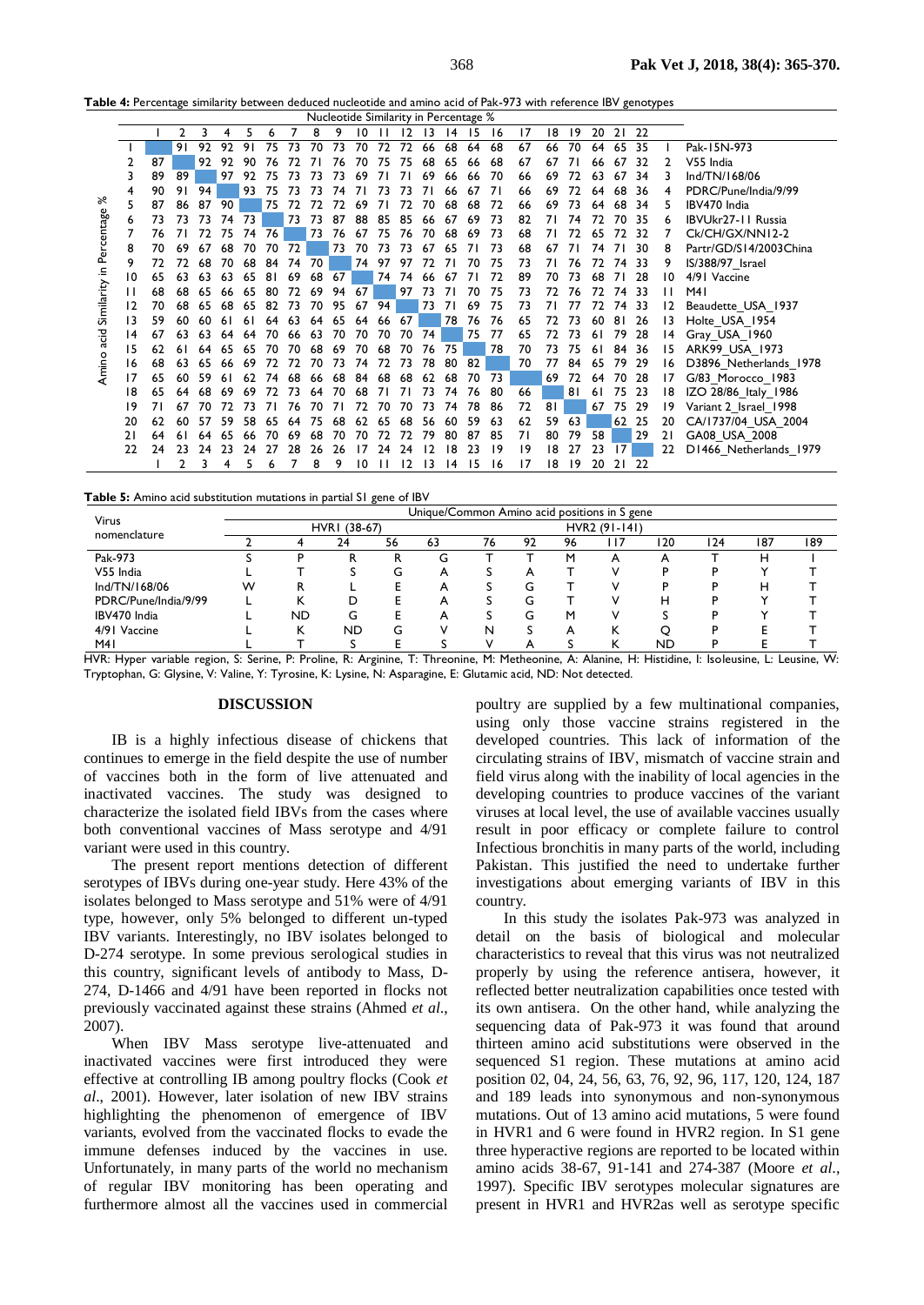**Table 4:** Percentage similarity between deduced nucleotide and amino acid of Pak-973 with reference IBV genotypes

Nucleotide Similarity in Percentage % (upper triangle); Amino acid Similarity in Percentage % (lower triangle)

| | 1 | 2 | 3 | 4 | 5 | 6 | 7 | 8 | 9 | 10 | 11 | 12 | 13 | 14 | 15 | 16 | 17 | 18 | 19 | 20 | 21 | 22 | | |
|---|---|---|---|---|---|---|---|---|---|---|---|---|---|---|---|---|---|---|---|---|---|---|---|---|
| 1 | | 91 | 92 | 92 | 91 | 75 | 73 | 70 | 73 | 70 | 72 | 72 | 66 | 68 | 64 | 68 | 67 | 66 | 70 | 64 | 65 | 35 | 1 | Pak-15N-973 |
| 2 | 87 | | 92 | 92 | 90 | 76 | 72 | 71 | 76 | 70 | 75 | 75 | 68 | 65 | 66 | 68 | 67 | 67 | 71 | 66 | 67 | 32 | 2 | V55 India |
| 3 | 89 | 89 | | 97 | 92 | 75 | 73 | 73 | 73 | 69 | 71 | 71 | 69 | 66 | 66 | 70 | 66 | 69 | 72 | 63 | 67 | 34 | 3 | Ind/TN/168/06 |
| 4 | 90 | 91 | 94 | | 93 | 75 | 73 | 73 | 74 | 71 | 73 | 73 | 71 | 66 | 67 | 71 | 66 | 69 | 72 | 64 | 68 | 36 | 4 | PDRC/Pune/India/9/99 |
| 5 | 87 | 86 | 87 | 90 | | 75 | 72 | 72 | 72 | 69 | 71 | 72 | 70 | 68 | 68 | 72 | 66 | 69 | 73 | 64 | 68 | 34 | 5 | IBV470 India |
| 6 | 73 | 73 | 73 | 74 | 73 | | 73 | 73 | 87 | 88 | 85 | 85 | 66 | 67 | 69 | 73 | 82 | 71 | 74 | 72 | 70 | 35 | 6 | IBVUkr27-11 Russia |
| 7 | 76 | 71 | 72 | 75 | 74 | 76 | | 73 | 76 | 67 | 75 | 76 | 70 | 68 | 69 | 73 | 68 | 71 | 72 | 65 | 72 | 32 | 7 | Ck/CH/GX/NN12-2 |
| 8 | 70 | 69 | 67 | 68 | 70 | 70 | 72 | | 73 | 70 | 73 | 73 | 67 | 65 | 71 | 73 | 68 | 67 | 71 | 74 | 71 | 30 | 8 | Partr/GD/S14/2003China |
| 9 | 72 | 72 | 68 | 70 | 68 | 84 | 74 | 70 | | 74 | 97 | 97 | 72 | 71 | 70 | 75 | 73 | 71 | 76 | 72 | 74 | 33 | 9 | IS/388/97_Israel |
| 10 | 65 | 63 | 63 | 63 | 65 | 81 | 69 | 68 | 67 | | 74 | 74 | 66 | 67 | 71 | 72 | 89 | 70 | 73 | 68 | 71 | 28 | 10 | 4/91 Vaccine |
| 11 | 68 | 68 | 65 | 66 | 65 | 80 | 72 | 69 | 94 | 67 | | 97 | 73 | 71 | 70 | 75 | 73 | 72 | 76 | 72 | 74 | 33 | 11 | M41 |
| 12 | 70 | 68 | 65 | 68 | 65 | 82 | 73 | 70 | 95 | 67 | 94 | | 73 | 71 | 69 | 75 | 73 | 71 | 77 | 72 | 74 | 33 | 12 | Beaudette_USA_1937 |
| 13 | 59 | 60 | 60 | 61 | 61 | 64 | 63 | 64 | 65 | 64 | 66 | 67 | | 78 | 76 | 76 | 65 | 72 | 73 | 60 | 81 | 26 | 13 | Holte_USA_1954 |
| 14 | 67 | 63 | 63 | 64 | 64 | 70 | 66 | 63 | 70 | 70 | 70 | 70 | 74 | | 75 | 77 | 65 | 72 | 73 | 61 | 79 | 28 | 14 | Gray_USA_1960 |
| 15 | 62 | 61 | 64 | 65 | 65 | 70 | 70 | 68 | 69 | 70 | 68 | 70 | 76 | 75 | | 78 | 70 | 73 | 75 | 61 | 84 | 36 | 15 | ARK99_USA_1973 |
| 16 | 68 | 63 | 65 | 66 | 69 | 72 | 72 | 70 | 73 | 74 | 72 | 73 | 78 | 80 | 82 | | 70 | 77 | 84 | 65 | 79 | 29 | 16 | D3896_Netherlands_1978 |
| 17 | 65 | 60 | 59 | 61 | 62 | 74 | 68 | 66 | 68 | 84 | 68 | 68 | 62 | 68 | 70 | 73 | | 69 | 72 | 64 | 70 | 28 | 17 | G/83_Morocco_1983 |
| 18 | 65 | 64 | 68 | 69 | 69 | 72 | 73 | 64 | 70 | 68 | 71 | 71 | 73 | 74 | 76 | 80 | 66 | | 81 | 61 | 75 | 23 | 18 | IZO 28/86_Italy_1986 |
| 19 | 71 | 67 | 70 | 72 | 73 | 71 | 76 | 70 | 71 | 72 | 70 | 70 | 73 | 74 | 78 | 86 | 72 | 81 | | 67 | 75 | 29 | 19 | Variant 2_Israel_1998 |
| 20 | 62 | 60 | 57 | 59 | 58 | 65 | 64 | 75 | 68 | 62 | 65 | 68 | 56 | 60 | 59 | 63 | 62 | 59 | 63 | | 62 | 25 | 20 | CA/1737/04_USA_2004 |
| 21 | 64 | 61 | 64 | 65 | 66 | 70 | 69 | 68 | 70 | 70 | 72 | 72 | 79 | 80 | 87 | 85 | 71 | 80 | 79 | 58 | | 29 | 21 | GA08_USA_2008 |
| 22 | 24 | 23 | 24 | 23 | 24 | 27 | 28 | 26 | 26 | 17 | 24 | 24 | 12 | 18 | 23 | 19 | 19 | 18 | 27 | 23 | 17 | | 22 | D1466_Netherlands_1979 |
| | 1 | 2 | 3 | 4 | 5 | 6 | 7 | 8 | 9 | 10 | 11 | 12 | 13 | 14 | 15 | 16 | 17 | 18 | 19 | 20 | 21 | 22 | | |

**Table 5:** Amino acid substitution mutations in partial S1 gene of IBV

| Virus nomenclature | Unique/Common Amino acid positions in S gene | | | | | | | | | | | | |
|---|---|---|---|---|---|---|---|---|---|---|---|---|---|
| | HVR1 (38-67) | | | | | HVR2 (91-141) | | | | | | | |
| | 2 | 4 | 24 | 56 | 63 | 76 | 92 | 96 | 117 | 120 | 124 | 187 | 189 |
| Pak-973 | S | P | R | R | G | T | T | M | A | A | T | H | I |
| V55 India | L | T | S | G | A | S | A | T | V | P | P | Y | T |
| Ind/TN/168/06 | W | R | L | E | A | S | G | T | V | P | P | H | T |
| PDRC/Pune/India/9/99 | L | K | D | E | A | S | G | T | V | H | P | Y | T |
| IBV470 India | L | ND | G | E | A | S | G | M | V | S | P | Y | T |
| 4/91 Vaccine | L | K | ND | G | V | N | S | A | K | Q | P | E | T |
| M41 | L | T | S | E | S | V | A | S | K | ND | P | E | T |

HVR: Hyper variable region, S: Serine, P: Proline, R: Arginine, T: Threonine, M: Metheonine, A: Alanine, H: Histidine, I: Isoleusine, L: Leusine, W: Tryptophan, G: Glysine, V: Valine, Y: Tyrosine, K: Lysine, N: Asparagine, E: Glutamic acid, ND: Not detected.

## DISCUSSION

IB is a highly infectious disease of chickens that continues to emerge in the field despite the use of number of vaccines both in the form of live attenuated and inactivated vaccines. The study was designed to characterize the isolated field IBVs from the cases where both conventional vaccines of Mass serotype and 4/91 variant were used in this country.

The present report mentions detection of different serotypes of IBVs during one-year study. Here 43% of the isolates belonged to Mass serotype and 51% were of 4/91 type, however, only 5% belonged to different un-typed IBV variants. Interestingly, no IBV isolates belonged to D-274 serotype. In some previous serological studies in this country, significant levels of antibody to Mass, D-274, D-1466 and 4/91 have been reported in flocks not previously vaccinated against these strains (Ahmed *et al*., 2007).

When IBV Mass serotype live-attenuated and inactivated vaccines were first introduced they were effective at controlling IB among poultry flocks (Cook *et al*., 2001). However, later isolation of new IBV strains highlighting the phenomenon of emergence of IBV variants, evolved from the vaccinated flocks to evade the immune defenses induced by the vaccines in use. Unfortunately, in many parts of the world no mechanism of regular IBV monitoring has been operating and furthermore almost all the vaccines used in commercial poultry are supplied by a few multinational companies, using only those vaccine strains registered in the developed countries. This lack of information of the circulating strains of IBV, mismatch of vaccine strain and field virus along with the inability of local agencies in the developing countries to produce vaccines of the variant viruses at local level, the use of available vaccines usually result in poor efficacy or complete failure to control Infectious bronchitis in many parts of the world, including Pakistan. This justified the need to undertake further investigations about emerging variants of IBV in this country.

In this study the isolates Pak-973 was analyzed in detail on the basis of biological and molecular characteristics to reveal that this virus was not neutralized properly by using the reference antisera, however, it reflected better neutralization capabilities once tested with its own antisera. On the other hand, while analyzing the sequencing data of Pak-973 it was found that around thirteen amino acid substitutions were observed in the sequenced S1 region. These mutations at amino acid position 02, 04, 24, 56, 63, 76, 92, 96, 117, 120, 124, 187 and 189 leads into synonymous and non-synonymous mutations. Out of 13 amino acid mutations, 5 were found in HVR1 and 6 were found in HVR2 region. In S1 gene three hyperactive regions are reported to be located within amino acids 38-67, 91-141 and 274-387 (Moore *et al*., 1997). Specific IBV serotypes molecular signatures are present in HVR1 and HVR2as well as serotype specific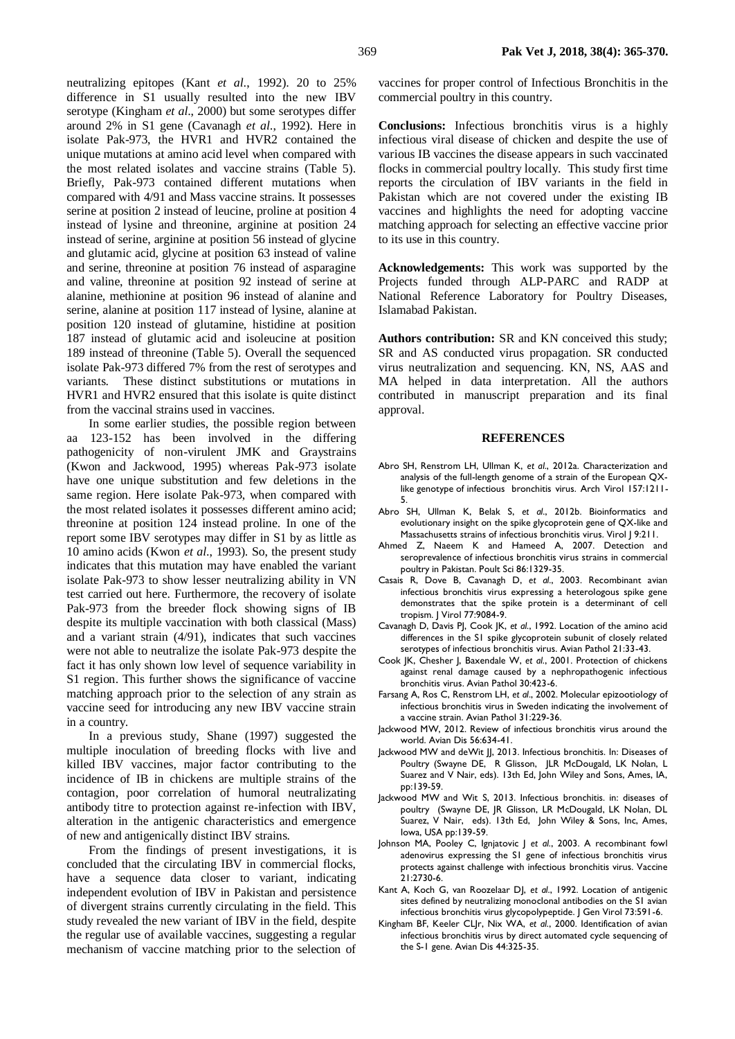neutralizing epitopes (Kant *et al.*, 1992). 20 to 25% difference in S1 usually resulted into the new IBV serotype (Kingham *et al*., 2000) but some serotypes differ around 2% in S1 gene (Cavanagh *et al*., 1992). Here in isolate Pak-973, the HVR1 and HVR2 contained the unique mutations at amino acid level when compared with the most related isolates and vaccine strains (Table 5). Briefly, Pak-973 contained different mutations when compared with 4/91 and Mass vaccine strains. It possesses serine at position 2 instead of leucine, proline at position 4 instead of lysine and threonine, arginine at position 24 instead of serine, arginine at position 56 instead of glycine and glutamic acid, glycine at position 63 instead of valine and serine, threonine at position 76 instead of asparagine and valine, threonine at position 92 instead of serine at alanine, methionine at position 96 instead of alanine and serine, alanine at position 117 instead of lysine, alanine at position 120 instead of glutamine, histidine at position 187 instead of glutamic acid and isoleucine at position 189 instead of threonine (Table 5). Overall the sequenced isolate Pak-973 differed 7% from the rest of serotypes and variants. These distinct substitutions or mutations in HVR1 and HVR2 ensured that this isolate is quite distinct from the vaccinal strains used in vaccines.

In some earlier studies, the possible region between aa 123-152 has been involved in the differing pathogenicity of non-virulent JMK and Graystrains (Kwon and Jackwood, 1995) whereas Pak-973 isolate have one unique substitution and few deletions in the same region. Here isolate Pak-973, when compared with the most related isolates it possesses different amino acid; threonine at position 124 instead proline. In one of the report some IBV serotypes may differ in S1 by as little as 10 amino acids (Kwon *et al*., 1993). So, the present study indicates that this mutation may have enabled the variant isolate Pak-973 to show lesser neutralizing ability in VN test carried out here. Furthermore, the recovery of isolate Pak-973 from the breeder flock showing signs of IB despite its multiple vaccination with both classical (Mass) and a variant strain (4/91), indicates that such vaccines were not able to neutralize the isolate Pak-973 despite the fact it has only shown low level of sequence variability in S1 region. This further shows the significance of vaccine matching approach prior to the selection of any strain as vaccine seed for introducing any new IBV vaccine strain in a country.

In a previous study, Shane (1997) suggested the multiple inoculation of breeding flocks with live and killed IBV vaccines, major factor contributing to the incidence of IB in chickens are multiple strains of the contagion, poor correlation of humoral neutralizating antibody titre to protection against re-infection with IBV, alteration in the antigenic characteristics and emergence of new and antigenically distinct IBV strains.

From the findings of present investigations, it is concluded that the circulating IBV in commercial flocks, have a sequence data closer to variant, indicating independent evolution of IBV in Pakistan and persistence of divergent strains currently circulating in the field. This study revealed the new variant of IBV in the field, despite the regular use of available vaccines, suggesting a regular mechanism of vaccine matching prior to the selection of vaccines for proper control of Infectious Bronchitis in the commercial poultry in this country.

**Conclusions:** Infectious bronchitis virus is a highly infectious viral disease of chicken and despite the use of various IB vaccines the disease appears in such vaccinated flocks in commercial poultry locally. This study first time reports the circulation of IBV variants in the field in Pakistan which are not covered under the existing IB vaccines and highlights the need for adopting vaccine matching approach for selecting an effective vaccine prior to its use in this country.

**Acknowledgements:** This work was supported by the Projects funded through ALP-PARC and RADP at National Reference Laboratory for Poultry Diseases, Islamabad Pakistan.

**Authors contribution:** SR and KN conceived this study; SR and AS conducted virus propagation. SR conducted virus neutralization and sequencing. KN, NS, AAS and MA helped in data interpretation. All the authors contributed in manuscript preparation and its final approval.

## REFERENCES

Abro SH, Renstrom LH, Ullman K, *et al*., 2012a. Characterization and analysis of the full-length genome of a strain of the European QX-like genotype of infectious bronchitis virus. Arch Virol 157:1211-5.

Abro SH, Ullman K, Belak S, *et al*., 2012b. Bioinformatics and evolutionary insight on the spike glycoprotein gene of QX-like and Massachusetts strains of infectious bronchitis virus. Virol J 9:211.

Ahmed Z, Naeem K and Hameed A, 2007. Detection and seroprevalence of infectious bronchitis virus strains in commercial poultry in Pakistan. Poult Sci 86:1329-35.

Casais R, Dove B, Cavanagh D, *et al*., 2003. Recombinant avian infectious bronchitis virus expressing a heterologous spike gene demonstrates that the spike protein is a determinant of cell tropism. J Virol 77:9084-9.

Cavanagh D, Davis PJ, Cook JK, *et al*., 1992. Location of the amino acid differences in the S1 spike glycoprotein subunit of closely related serotypes of infectious bronchitis virus. Avian Pathol 21:33-43.

Cook JK, Chesher J, Baxendale W, *et al*., 2001. Protection of chickens against renal damage caused by a nephropathogenic infectious bronchitis virus. Avian Pathol 30:423-6.

Farsang A, Ros C, Renstrom LH, *et al*., 2002. Molecular epizootiology of infectious bronchitis virus in Sweden indicating the involvement of a vaccine strain. Avian Pathol 31:229-36.

Jackwood MW, 2012. Review of infectious bronchitis virus around the world. Avian Dis 56:634-41.

Jackwood MW and deWit JJ, 2013. Infectious bronchitis. In: Diseases of Poultry (Swayne DE, R Glisson, JLR McDougald, LK Nolan, L Suarez and V Nair, eds). 13th Ed, John Wiley and Sons, Ames, IA, pp:139-59.

Jackwood MW and Wit S, 2013. Infectious bronchitis. in: diseases of poultry (Swayne DE, JR Glisson, LR McDougald, LK Nolan, DL Suarez, V Nair, eds). 13th Ed, John Wiley & Sons, Inc, Ames, Iowa, USA pp:139-59.

Johnson MA, Pooley C, Ignjatovic J *et al*., 2003. A recombinant fowl adenovirus expressing the S1 gene of infectious bronchitis virus protects against challenge with infectious bronchitis virus. Vaccine 21:2730-6.

Kant A, Koch G, van Roozelaar DJ, *et al*., 1992. Location of antigenic sites defined by neutralizing monoclonal antibodies on the S1 avian infectious bronchitis virus glycopolypeptide. J Gen Virol 73:591-6.

Kingham BF, Keeler CLJr, Nix WA, *et al*., 2000. Identification of avian infectious bronchitis virus by direct automated cycle sequencing of the S-1 gene. Avian Dis 44:325-35.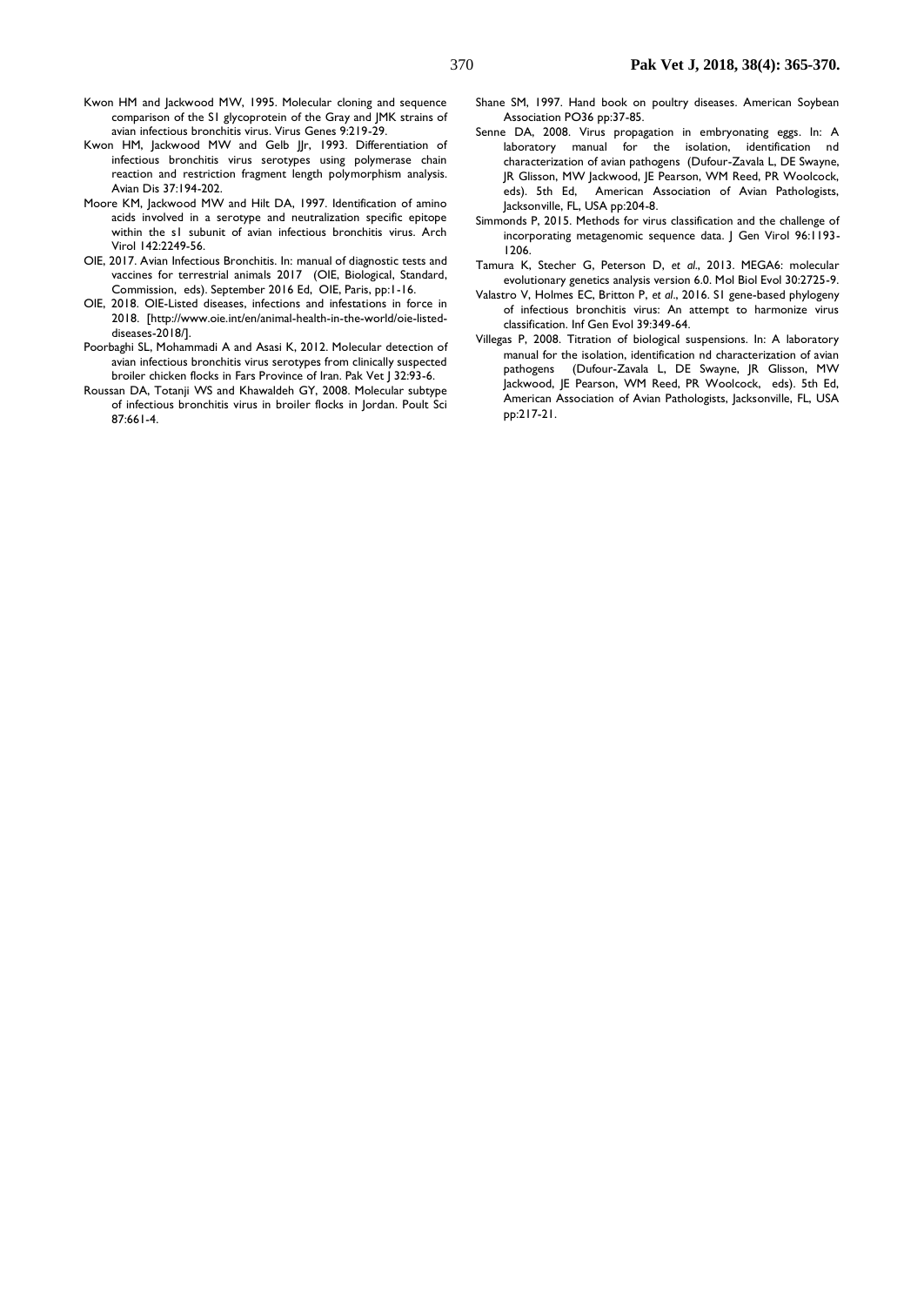Kwon HM and Jackwood MW, 1995. Molecular cloning and sequence comparison of the S1 glycoprotein of the Gray and JMK strains of avian infectious bronchitis virus. Virus Genes 9:219-29.

Kwon HM, Jackwood MW and Gelb JJr, 1993. Differentiation of infectious bronchitis virus serotypes using polymerase chain reaction and restriction fragment length polymorphism analysis. Avian Dis 37:194-202.

Moore KM, Jackwood MW and Hilt DA, 1997. Identification of amino acids involved in a serotype and neutralization specific epitope within the s1 subunit of avian infectious bronchitis virus. Arch Virol 142:2249-56.

OIE, 2017. Avian Infectious Bronchitis. In: manual of diagnostic tests and vaccines for terrestrial animals 2017 (OIE, Biological, Standard, Commission, eds). September 2016 Ed, OIE, Paris, pp:1-16.

OIE, 2018. OIE-Listed diseases, infections and infestations in force in 2018. [http://www.oie.int/en/animal-health-in-the-world/oie-listed-diseases-2018/].

Poorbaghi SL, Mohammadi A and Asasi K, 2012. Molecular detection of avian infectious bronchitis virus serotypes from clinically suspected broiler chicken flocks in Fars Province of Iran. Pak Vet J 32:93-6.

Roussan DA, Totanji WS and Khawaldeh GY, 2008. Molecular subtype of infectious bronchitis virus in broiler flocks in Jordan. Poult Sci 87:661-4.

Shane SM, 1997. Hand book on poultry diseases. American Soybean Association PO36 pp:37-85.

Senne DA, 2008. Virus propagation in embryonating eggs. In: A laboratory manual for the isolation, identification nd characterization of avian pathogens (Dufour-Zavala L, DE Swayne, JR Glisson, MW Jackwood, JE Pearson, WM Reed, PR Woolcock, eds). 5th Ed, American Association of Avian Pathologists, Jacksonville, FL, USA pp:204-8.

Simmonds P, 2015. Methods for virus classification and the challenge of incorporating metagenomic sequence data. J Gen Virol 96:1193-1206.

Tamura K, Stecher G, Peterson D, *et al*., 2013. MEGA6: molecular evolutionary genetics analysis version 6.0. Mol Biol Evol 30:2725-9.

Valastro V, Holmes EC, Britton P, *et al*., 2016. S1 gene-based phylogeny of infectious bronchitis virus: An attempt to harmonize virus classification. Inf Gen Evol 39:349-64.

Villegas P, 2008. Titration of biological suspensions. In: A laboratory manual for the isolation, identification nd characterization of avian pathogens (Dufour-Zavala L, DE Swayne, JR Glisson, MW Jackwood, JE Pearson, WM Reed, PR Woolcock, eds). 5th Ed, American Association of Avian Pathologists, Jacksonville, FL, USA pp:217-21.